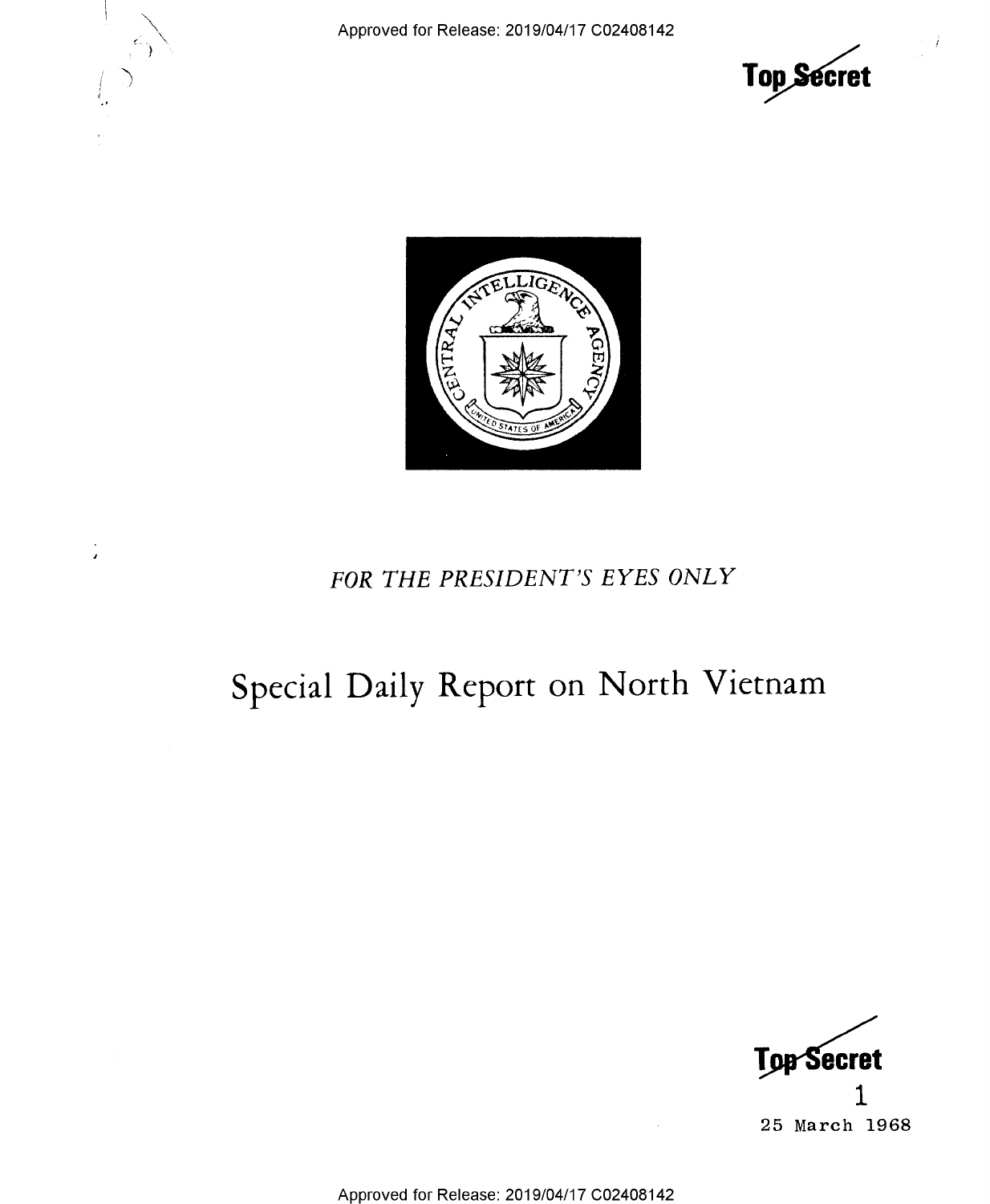Top Secret

*FOR THE PRESIDENT'S EYES ONLY*

# Special Daily Report on North Vietnam

Top Secret

1

25 March 1968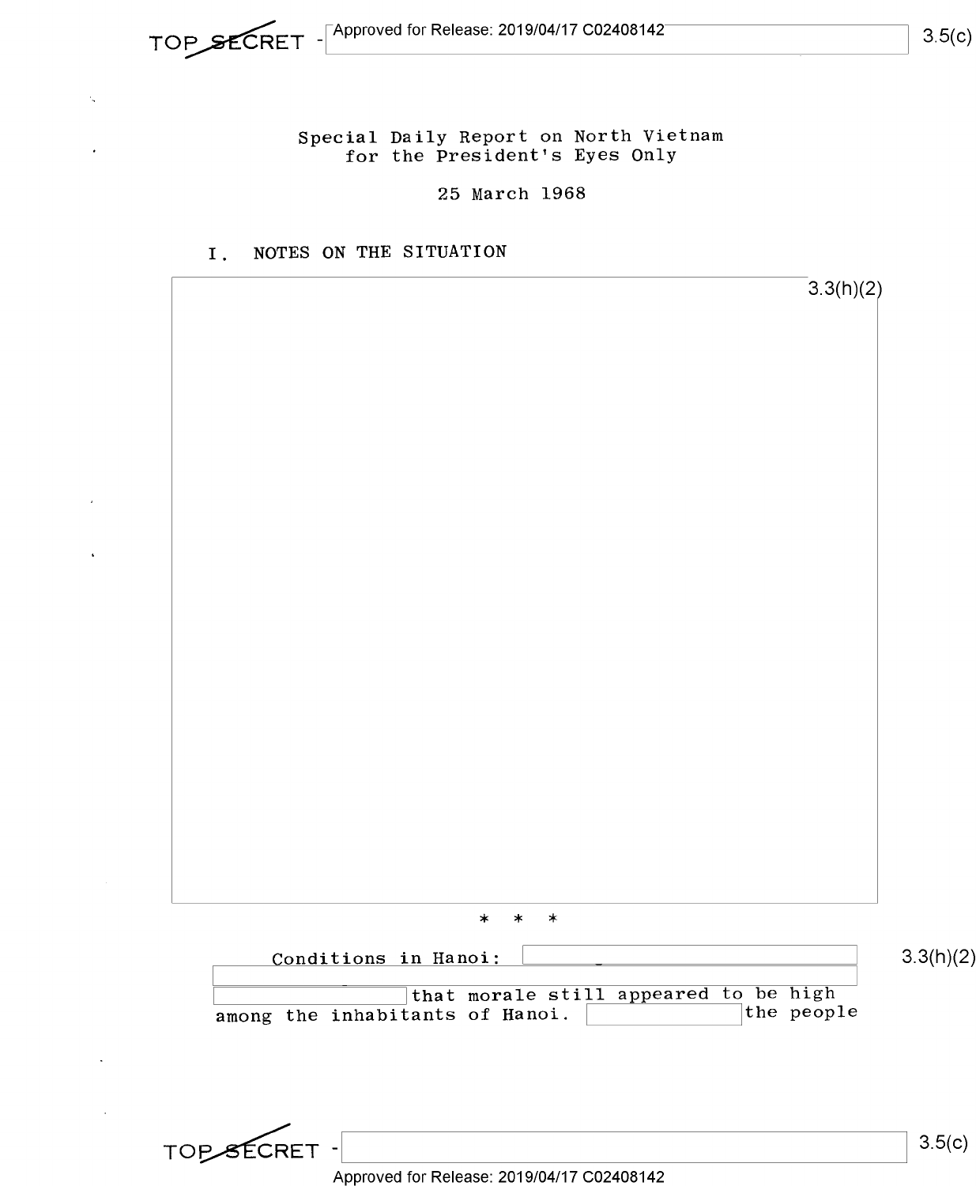Special Daily Report on North Vietnam for the President's Eyes Only

25 March 1968

## I. NOTES ON THE SITUATION

3.3(h)(2)

\* \* \*

Conditions in Hanoi: [redacted] 3.3(h)(2) [redacted] that morale still appeared to be high among the inhabitants of Hanoi. [redacted] the people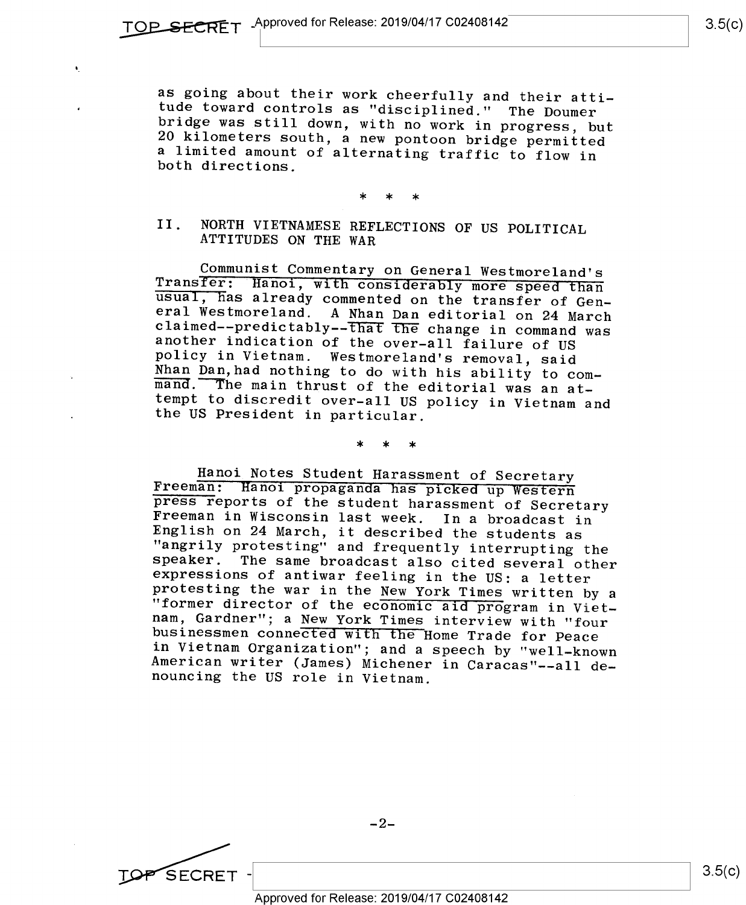as going about their work cheerfully and their attitude toward controls as "disciplined." The Doumer bridge was still down, with no work in progress, but 20 kilometers south, a new pontoon bridge permitted a limited amount of alternating traffic to flow in both directions.

\* \* \*

## II. NORTH VIETNAMESE REFLECTIONS OF US POLITICAL ATTITUDES ON THE WAR

Communist Commentary on General Westmoreland's Transfer: Hanoi, with considerably more speed than usual, has already commented on the transfer of General Westmoreland. A Nhan Dan editorial on 24 March claimed--predictably--that the change in command was another indication of the over-all failure of US policy in Vietnam. Westmoreland's removal, said Nhan Dan, had nothing to do with his ability to command. The main thrust of the editorial was an attempt to discredit over-all US policy in Vietnam and the US President in particular.

\* \* \*

Hanoi Notes Student Harassment of Secretary Freeman: Hanoi propaganda has picked up Western press reports of the student harassment of Secretary Freeman in Wisconsin last week. In a broadcast in English on 24 March, it described the students as "angrily protesting" and frequently interrupting the speaker. The same broadcast also cited several other expressions of antiwar feeling in the US: a letter protesting the war in the New York Times written by a "former director of the economic aid program in Vietnam, Gardner"; a New York Times interview with "four businessmen connected with the Home Trade for Peace in Vietnam Organization"; and a speech by "well-known American writer (James) Michener in Caracas"--all denouncing the US role in Vietnam.